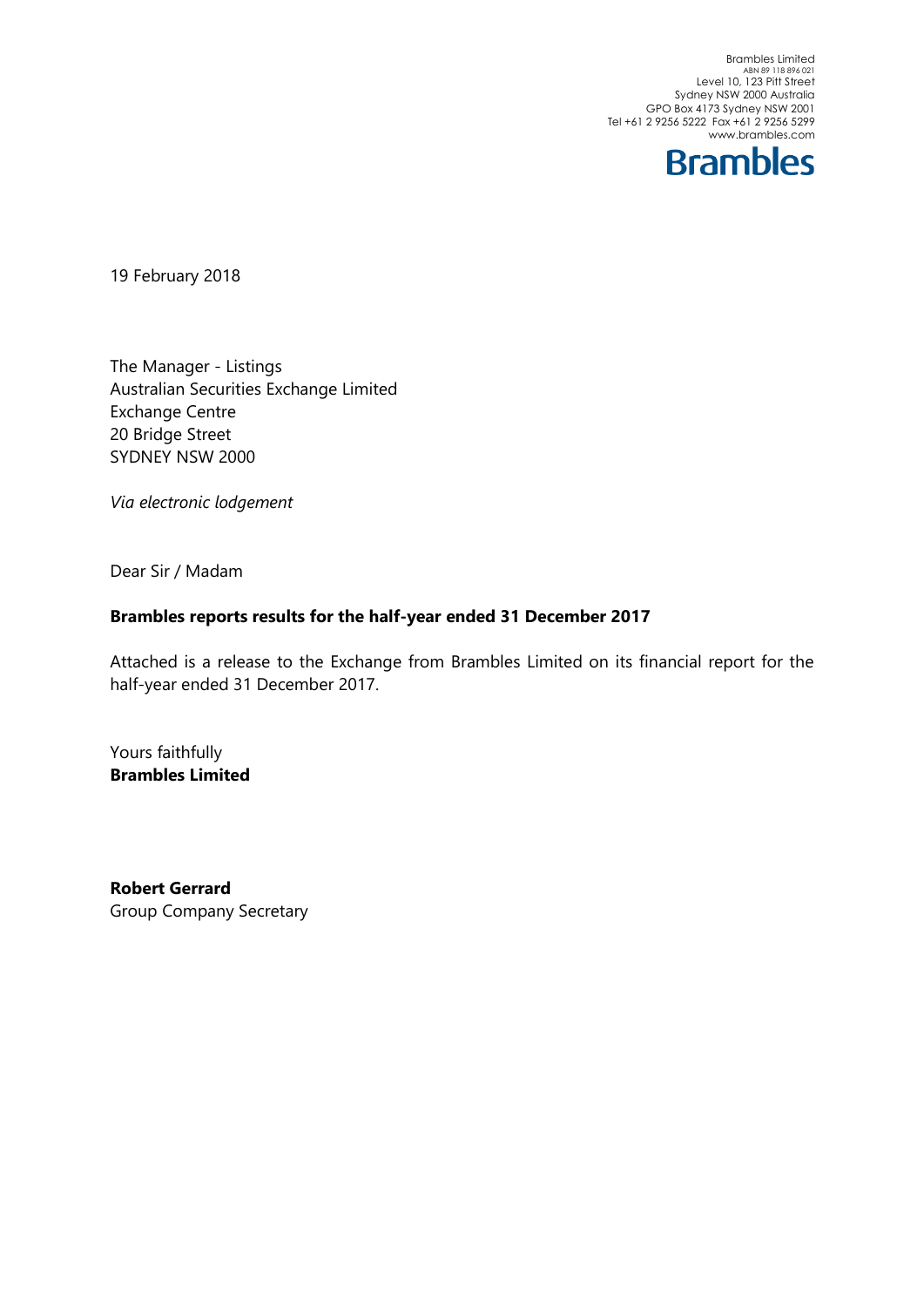Brambles Limited
ABN 89 118 896 021
Level 10, 123 Pitt Street
Sydney NSW 2000 Australia
GPO Box 4173 Sydney NSW 2001
Tel +61 2 9256 5222 Fax +61 2 9256 5299
www.brambles.com

**Brambles**

19 February 2018

The Manager - Listings
Australian Securities Exchange Limited
Exchange Centre
20 Bridge Street
SYDNEY NSW 2000

*Via electronic lodgement*

Dear Sir / Madam

**Brambles reports results for the half-year ended 31 December 2017**

Attached is a release to the Exchange from Brambles Limited on its financial report for the half-year ended 31 December 2017.

Yours faithfully
**Brambles Limited**

**Robert Gerrard**
Group Company Secretary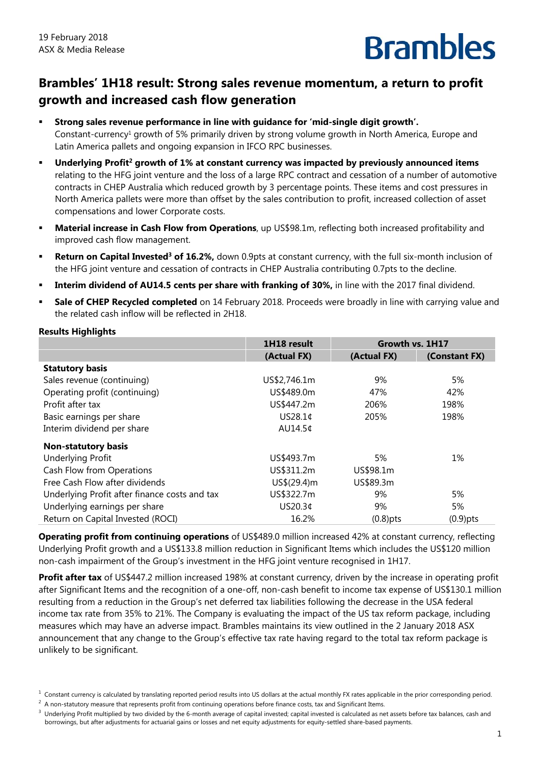19 February 2018
ASX & Media Release

Brambles

# Brambles' 1H18 result: Strong sales revenue momentum, a return to profit growth and increased cash flow generation

- **Strong sales revenue performance in line with guidance for 'mid-single digit growth'.** Constant-currency[1] growth of 5% primarily driven by strong volume growth in North America, Europe and Latin America pallets and ongoing expansion in IFCO RPC businesses.
- **Underlying Profit[2] growth of 1% at constant currency was impacted by previously announced items** relating to the HFG joint venture and the loss of a large RPC contract and cessation of a number of automotive contracts in CHEP Australia which reduced growth by 3 percentage points. These items and cost pressures in North America pallets were more than offset by the sales contribution to profit, increased collection of asset compensations and lower Corporate costs.
- **Material increase in Cash Flow from Operations**, up US$98.1m, reflecting both increased profitability and improved cash flow management.
- **Return on Capital Invested[3] of 16.2%,** down 0.9pts at constant currency, with the full six-month inclusion of the HFG joint venture and cessation of contracts in CHEP Australia contributing 0.7pts to the decline.
- **Interim dividend of AU14.5 cents per share with franking of 30%,** in line with the 2017 final dividend.
- **Sale of CHEP Recycled completed** on 14 February 2018. Proceeds were broadly in line with carrying value and the related cash inflow will be reflected in 2H18.

**Results Highlights**

| | 1H18 result | Growth vs. 1H17 | |
|---|---|---|---|
| | (Actual FX) | (Actual FX) | (Constant FX) |
| **Statutory basis** | | | |
| Sales revenue (continuing) | US$2,746.1m | 9% | 5% |
| Operating profit (continuing) | US$489.0m | 47% | 42% |
| Profit after tax | US$447.2m | 206% | 198% |
| Basic earnings per share | US28.1¢ | 205% | 198% |
| Interim dividend per share | AU14.5¢ | | |
| **Non-statutory basis** | | | |
| Underlying Profit | US$493.7m | 5% | 1% |
| Cash Flow from Operations | US$311.2m | US$98.1m | |
| Free Cash Flow after dividends | US$(29.4)m | US$89.3m | |
| Underlying Profit after finance costs and tax | US$322.7m | 9% | 5% |
| Underlying earnings per share | US20.3¢ | 9% | 5% |
| Return on Capital Invested (ROCI) | 16.2% | (0.8)pts | (0.9)pts |

**Operating profit from continuing operations** of US$489.0 million increased 42% at constant currency, reflecting Underlying Profit growth and a US$133.8 million reduction in Significant Items which includes the US$120 million non-cash impairment of the Group's investment in the HFG joint venture recognised in 1H17.

**Profit after tax** of US$447.2 million increased 198% at constant currency, driven by the increase in operating profit after Significant Items and the recognition of a one-off, non-cash benefit to income tax expense of US$130.1 million resulting from a reduction in the Group's net deferred tax liabilities following the decrease in the USA federal income tax rate from 35% to 21%. The Company is evaluating the impact of the US tax reform package, including measures which may have an adverse impact. Brambles maintains its view outlined in the 2 January 2018 ASX announcement that any change to the Group's effective tax rate having regard to the total tax reform package is unlikely to be significant.

[1] Constant currency is calculated by translating reported period results into US dollars at the actual monthly FX rates applicable in the prior corresponding period.

[2] A non-statutory measure that represents profit from continuing operations before finance costs, tax and Significant Items.

[3] Underlying Profit multiplied by two divided by the 6-month average of capital invested; capital invested is calculated as net assets before tax balances, cash and borrowings, but after adjustments for actuarial gains or losses and net equity adjustments for equity-settled share-based payments.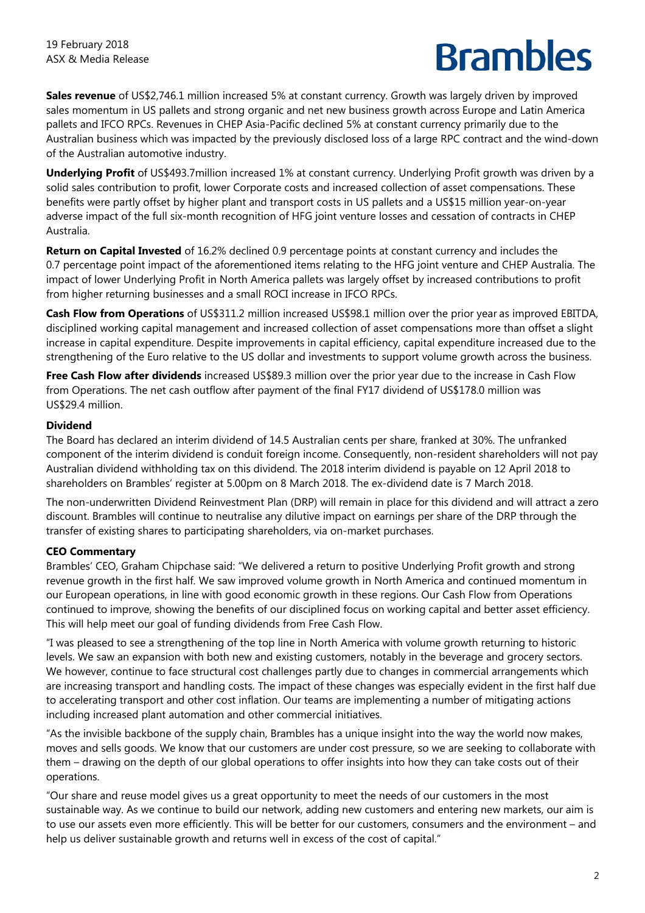**Sales revenue** of US$2,746.1 million increased 5% at constant currency. Growth was largely driven by improved sales momentum in US pallets and strong organic and net new business growth across Europe and Latin America pallets and IFCO RPCs. Revenues in CHEP Asia-Pacific declined 5% at constant currency primarily due to the Australian business which was impacted by the previously disclosed loss of a large RPC contract and the wind-down of the Australian automotive industry.

**Underlying Profit** of US$493.7million increased 1% at constant currency. Underlying Profit growth was driven by a solid sales contribution to profit, lower Corporate costs and increased collection of asset compensations. These benefits were partly offset by higher plant and transport costs in US pallets and a US$15 million year-on-year adverse impact of the full six-month recognition of HFG joint venture losses and cessation of contracts in CHEP Australia.

**Return on Capital Invested** of 16.2% declined 0.9 percentage points at constant currency and includes the 0.7 percentage point impact of the aforementioned items relating to the HFG joint venture and CHEP Australia. The impact of lower Underlying Profit in North America pallets was largely offset by increased contributions to profit from higher returning businesses and a small ROCI increase in IFCO RPCs.

**Cash Flow from Operations** of US$311.2 million increased US$98.1 million over the prior year as improved EBITDA, disciplined working capital management and increased collection of asset compensations more than offset a slight increase in capital expenditure. Despite improvements in capital efficiency, capital expenditure increased due to the strengthening of the Euro relative to the US dollar and investments to support volume growth across the business.

**Free Cash Flow after dividends** increased US$89.3 million over the prior year due to the increase in Cash Flow from Operations. The net cash outflow after payment of the final FY17 dividend of US$178.0 million was US$29.4 million.

**Dividend**

The Board has declared an interim dividend of 14.5 Australian cents per share, franked at 30%. The unfranked component of the interim dividend is conduit foreign income. Consequently, non-resident shareholders will not pay Australian dividend withholding tax on this dividend. The 2018 interim dividend is payable on 12 April 2018 to shareholders on Brambles' register at 5.00pm on 8 March 2018. The ex-dividend date is 7 March 2018.

The non-underwritten Dividend Reinvestment Plan (DRP) will remain in place for this dividend and will attract a zero discount. Brambles will continue to neutralise any dilutive impact on earnings per share of the DRP through the transfer of existing shares to participating shareholders, via on-market purchases.

**CEO Commentary**

Brambles' CEO, Graham Chipchase said: "We delivered a return to positive Underlying Profit growth and strong revenue growth in the first half. We saw improved volume growth in North America and continued momentum in our European operations, in line with good economic growth in these regions. Our Cash Flow from Operations continued to improve, showing the benefits of our disciplined focus on working capital and better asset efficiency. This will help meet our goal of funding dividends from Free Cash Flow.

"I was pleased to see a strengthening of the top line in North America with volume growth returning to historic levels. We saw an expansion with both new and existing customers, notably in the beverage and grocery sectors. We however, continue to face structural cost challenges partly due to changes in commercial arrangements which are increasing transport and handling costs. The impact of these changes was especially evident in the first half due to accelerating transport and other cost inflation. Our teams are implementing a number of mitigating actions including increased plant automation and other commercial initiatives.

"As the invisible backbone of the supply chain, Brambles has a unique insight into the way the world now makes, moves and sells goods. We know that our customers are under cost pressure, so we are seeking to collaborate with them – drawing on the depth of our global operations to offer insights into how they can take costs out of their operations.

"Our share and reuse model gives us a great opportunity to meet the needs of our customers in the most sustainable way. As we continue to build our network, adding new customers and entering new markets, our aim is to use our assets even more efficiently. This will be better for our customers, consumers and the environment – and help us deliver sustainable growth and returns well in excess of the cost of capital."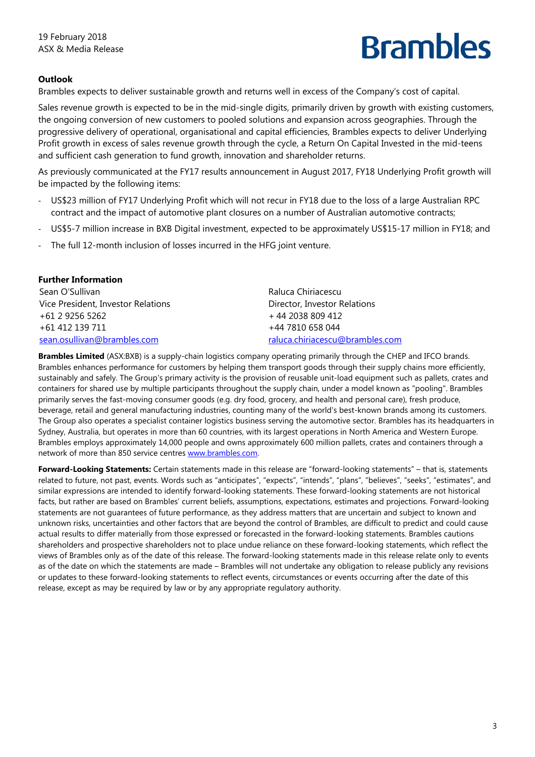19 February 2018
ASX & Media Release

**Outlook**

Brambles expects to deliver sustainable growth and returns well in excess of the Company's cost of capital.

Sales revenue growth is expected to be in the mid-single digits, primarily driven by growth with existing customers, the ongoing conversion of new customers to pooled solutions and expansion across geographies. Through the progressive delivery of operational, organisational and capital efficiencies, Brambles expects to deliver Underlying Profit growth in excess of sales revenue growth through the cycle, a Return On Capital Invested in the mid-teens and sufficient cash generation to fund growth, innovation and shareholder returns.

As previously communicated at the FY17 results announcement in August 2017, FY18 Underlying Profit growth will be impacted by the following items:

- US$23 million of FY17 Underlying Profit which will not recur in FY18 due to the loss of a large Australian RPC contract and the impact of automotive plant closures on a number of Australian automotive contracts;
- US$5-7 million increase in BXB Digital investment, expected to be approximately US$15-17 million in FY18; and
- The full 12-month inclusion of losses incurred in the HFG joint venture.

**Further Information**

Sean O'Sullivan
Vice President, Investor Relations
+61 2 9256 5262
+61 412 139 711
sean.osullivan@brambles.com

Raluca Chiriacescu
Director, Investor Relations
+ 44 2038 809 412
+44 7810 658 044
raluca.chiriacescu@brambles.com

**Brambles Limited** (ASX:BXB) is a supply-chain logistics company operating primarily through the CHEP and IFCO brands. Brambles enhances performance for customers by helping them transport goods through their supply chains more efficiently, sustainably and safely. The Group's primary activity is the provision of reusable unit-load equipment such as pallets, crates and containers for shared use by multiple participants throughout the supply chain, under a model known as "pooling". Brambles primarily serves the fast-moving consumer goods (e.g. dry food, grocery, and health and personal care), fresh produce, beverage, retail and general manufacturing industries, counting many of the world's best-known brands among its customers. The Group also operates a specialist container logistics business serving the automotive sector. Brambles has its headquarters in Sydney, Australia, but operates in more than 60 countries, with its largest operations in North America and Western Europe. Brambles employs approximately 14,000 people and owns approximately 600 million pallets, crates and containers through a network of more than 850 service centres www.brambles.com.

**Forward-Looking Statements:** Certain statements made in this release are "forward-looking statements" – that is, statements related to future, not past, events. Words such as "anticipates", "expects", "intends", "plans", "believes", "seeks", "estimates", and similar expressions are intended to identify forward-looking statements. These forward-looking statements are not historical facts, but rather are based on Brambles' current beliefs, assumptions, expectations, estimates and projections. Forward-looking statements are not guarantees of future performance, as they address matters that are uncertain and subject to known and unknown risks, uncertainties and other factors that are beyond the control of Brambles, are difficult to predict and could cause actual results to differ materially from those expressed or forecasted in the forward-looking statements. Brambles cautions shareholders and prospective shareholders not to place undue reliance on these forward-looking statements, which reflect the views of Brambles only as of the date of this release. The forward-looking statements made in this release relate only to events as of the date on which the statements are made – Brambles will not undertake any obligation to release publicly any revisions or updates to these forward-looking statements to reflect events, circumstances or events occurring after the date of this release, except as may be required by law or by any appropriate regulatory authority.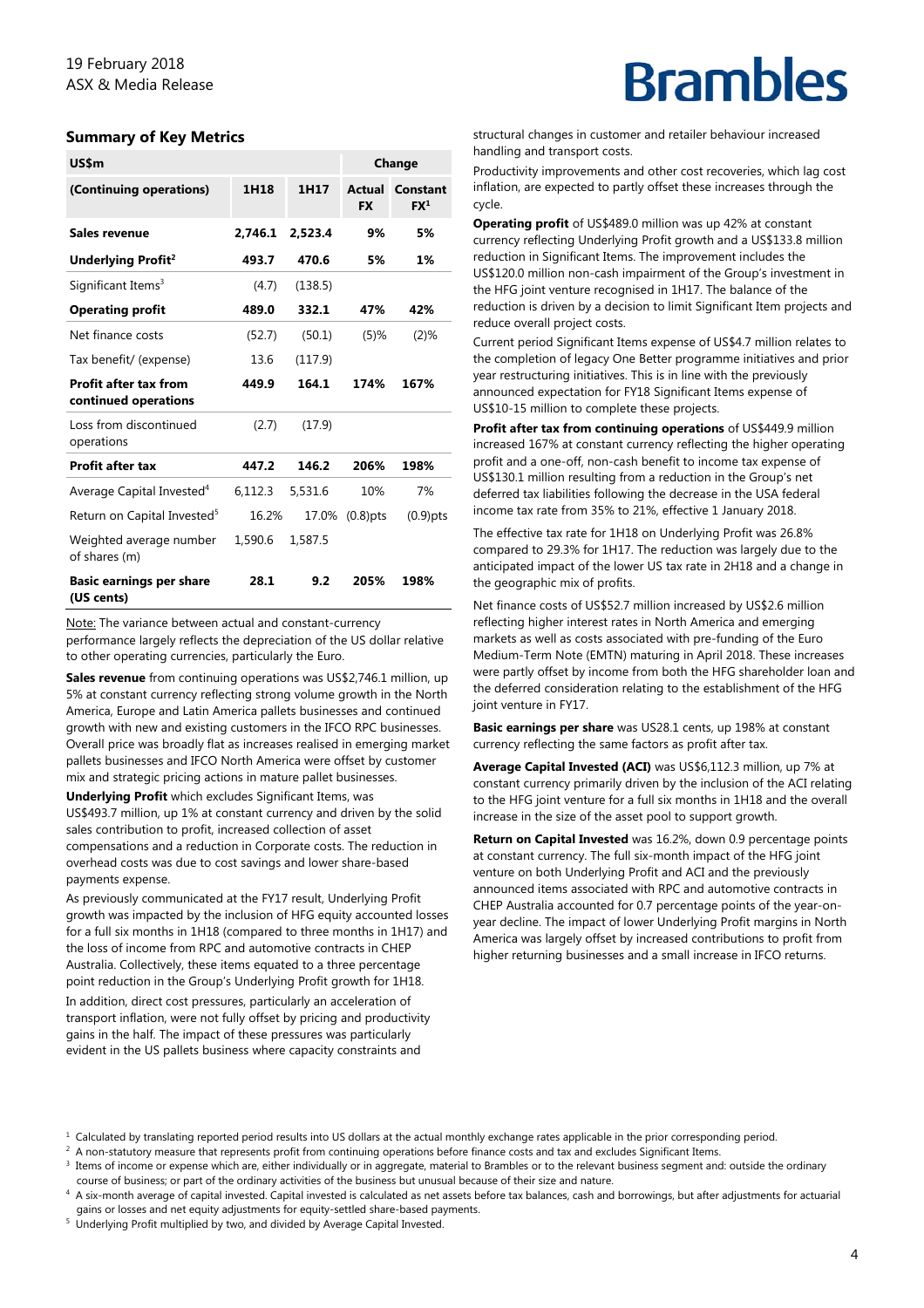19 February 2018
ASX & Media Release

Brambles

## Summary of Key Metrics

| US$m | | | Change | |
|---|---|---|---|---|
| (Continuing operations) | 1H18 | 1H17 | Actual FX | Constant FX[1] |
| **Sales revenue** | **2,746.1** | **2,523.4** | **9%** | **5%** |
| **Underlying Profit[2]** | **493.7** | **470.6** | **5%** | **1%** |
| Significant Items[3] | (4.7) | (138.5) | | |
| **Operating profit** | **489.0** | **332.1** | **47%** | **42%** |
| Net finance costs | (52.7) | (50.1) | (5)% | (2)% |
| Tax benefit/ (expense) | 13.6 | (117.9) | | |
| **Profit after tax from continued operations** | **449.9** | **164.1** | **174%** | **167%** |
| Loss from discontinued operations | (2.7) | (17.9) | | |
| **Profit after tax** | **447.2** | **146.2** | **206%** | **198%** |
| Average Capital Invested[4] | 6,112.3 | 5,531.6 | 10% | 7% |
| Return on Capital Invested[5] | 16.2% | 17.0% | (0.8)pts | (0.9)pts |
| Weighted average number of shares (m) | 1,590.6 | 1,587.5 | | |
| **Basic earnings per share (US cents)** | **28.1** | **9.2** | **205%** | **198%** |

Note: The variance between actual and constant-currency performance largely reflects the depreciation of the US dollar relative to other operating currencies, particularly the Euro.

**Sales revenue** from continuing operations was US$2,746.1 million, up 5% at constant currency reflecting strong volume growth in the North America, Europe and Latin America pallets businesses and continued growth with new and existing customers in the IFCO RPC businesses. Overall price was broadly flat as increases realised in emerging market pallets businesses and IFCO North America were offset by customer mix and strategic pricing actions in mature pallet businesses.

**Underlying Profit** which excludes Significant Items, was US$493.7 million, up 1% at constant currency and driven by the solid sales contribution to profit, increased collection of asset compensations and a reduction in Corporate costs. The reduction in overhead costs was due to cost savings and lower share-based payments expense.

As previously communicated at the FY17 result, Underlying Profit growth was impacted by the inclusion of HFG equity accounted losses for a full six months in 1H18 (compared to three months in 1H17) and the loss of income from RPC and automotive contracts in CHEP Australia. Collectively, these items equated to a three percentage point reduction in the Group's Underlying Profit growth for 1H18.

In addition, direct cost pressures, particularly an acceleration of transport inflation, were not fully offset by pricing and productivity gains in the half. The impact of these pressures was particularly evident in the US pallets business where capacity constraints and structural changes in customer and retailer behaviour increased handling and transport costs.

Productivity improvements and other cost recoveries, which lag cost inflation, are expected to partly offset these increases through the cycle.

**Operating profit** of US$489.0 million was up 42% at constant currency reflecting Underlying Profit growth and a US$133.8 million reduction in Significant Items. The improvement includes the US$120.0 million non-cash impairment of the Group's investment in the HFG joint venture recognised in 1H17. The balance of the reduction is driven by a decision to limit Significant Item projects and reduce overall project costs.

Current period Significant Items expense of US$4.7 million relates to the completion of legacy One Better programme initiatives and prior year restructuring initiatives. This is in line with the previously announced expectation for FY18 Significant Items expense of US$10-15 million to complete these projects.

**Profit after tax from continuing operations** of US$449.9 million increased 167% at constant currency reflecting the higher operating profit and a one-off, non-cash benefit to income tax expense of US$130.1 million resulting from a reduction in the Group's net deferred tax liabilities following the decrease in the USA federal income tax rate from 35% to 21%, effective 1 January 2018.

The effective tax rate for 1H18 on Underlying Profit was 26.8% compared to 29.3% for 1H17. The reduction was largely due to the anticipated impact of the lower US tax rate in 2H18 and a change in the geographic mix of profits.

Net finance costs of US$52.7 million increased by US$2.6 million reflecting higher interest rates in North America and emerging markets as well as costs associated with pre-funding of the Euro Medium-Term Note (EMTN) maturing in April 2018. These increases were partly offset by income from both the HFG shareholder loan and the deferred consideration relating to the establishment of the HFG joint venture in FY17.

**Basic earnings per share** was US28.1 cents, up 198% at constant currency reflecting the same factors as profit after tax.

**Average Capital Invested (ACI)** was US$6,112.3 million, up 7% at constant currency primarily driven by the inclusion of the ACI relating to the HFG joint venture for a full six months in 1H18 and the overall increase in the size of the asset pool to support growth.

**Return on Capital Invested** was 16.2%, down 0.9 percentage points at constant currency. The full six-month impact of the HFG joint venture on both Underlying Profit and ACI and the previously announced items associated with RPC and automotive contracts in CHEP Australia accounted for 0.7 percentage points of the year-on-year decline. The impact of lower Underlying Profit margins in North America was largely offset by increased contributions to profit from higher returning businesses and a small increase in IFCO returns.

[1] Calculated by translating reported period results into US dollars at the actual monthly exchange rates applicable in the prior corresponding period.
[2] A non-statutory measure that represents profit from continuing operations before finance costs and tax and excludes Significant Items.
[3] Items of income or expense which are, either individually or in aggregate, material to Brambles or to the relevant business segment and: outside the ordinary course of business; or part of the ordinary activities of the business but unusual because of their size and nature.
[4] A six-month average of capital invested. Capital invested is calculated as net assets before tax balances, cash and borrowings, but after adjustments for actuarial gains or losses and net equity adjustments for equity-settled share-based payments.
[5] Underlying Profit multiplied by two, and divided by Average Capital Invested.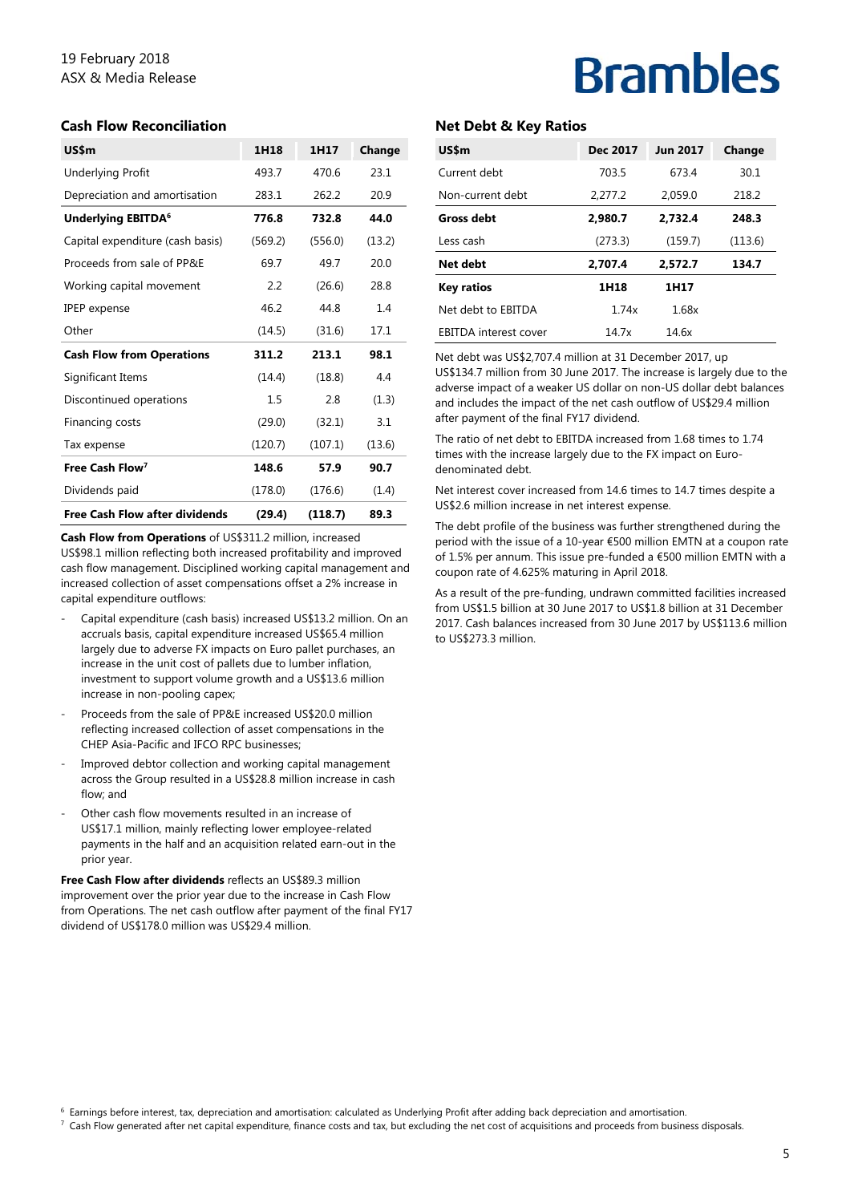## Cash Flow Reconciliation

| US$m | 1H18 | 1H17 | Change |
|---|---|---|---|
| Underlying Profit | 493.7 | 470.6 | 23.1 |
| Depreciation and amortisation | 283.1 | 262.2 | 20.9 |
| **Underlying EBITDA[6]** | **776.8** | **732.8** | **44.0** |
| Capital expenditure (cash basis) | (569.2) | (556.0) | (13.2) |
| Proceeds from sale of PP&E | 69.7 | 49.7 | 20.0 |
| Working capital movement | 2.2 | (26.6) | 28.8 |
| IPEP expense | 46.2 | 44.8 | 1.4 |
| Other | (14.5) | (31.6) | 17.1 |
| **Cash Flow from Operations** | **311.2** | **213.1** | **98.1** |
| Significant Items | (14.4) | (18.8) | 4.4 |
| Discontinued operations | 1.5 | 2.8 | (1.3) |
| Financing costs | (29.0) | (32.1) | 3.1 |
| Tax expense | (120.7) | (107.1) | (13.6) |
| **Free Cash Flow[7]** | **148.6** | **57.9** | **90.7** |
| Dividends paid | (178.0) | (176.6) | (1.4) |
| **Free Cash Flow after dividends** | **(29.4)** | **(118.7)** | **89.3** |

**Cash Flow from Operations** of US$311.2 million, increased US$98.1 million reflecting both increased profitability and improved cash flow management. Disciplined working capital management and increased collection of asset compensations offset a 2% increase in capital expenditure outflows:

- Capital expenditure (cash basis) increased US$13.2 million. On an accruals basis, capital expenditure increased US$65.4 million largely due to adverse FX impacts on Euro pallet purchases, an increase in the unit cost of pallets due to lumber inflation, investment to support volume growth and a US$13.6 million increase in non-pooling capex;
- Proceeds from the sale of PP&E increased US$20.0 million reflecting increased collection of asset compensations in the CHEP Asia-Pacific and IFCO RPC businesses;
- Improved debtor collection and working capital management across the Group resulted in a US$28.8 million increase in cash flow; and
- Other cash flow movements resulted in an increase of US$17.1 million, mainly reflecting lower employee-related payments in the half and an acquisition related earn-out in the prior year.

**Free Cash Flow after dividends** reflects an US$89.3 million improvement over the prior year due to the increase in Cash Flow from Operations. The net cash outflow after payment of the final FY17 dividend of US$178.0 million was US$29.4 million.

## Net Debt & Key Ratios

| US$m | Dec 2017 | Jun 2017 | Change |
|---|---|---|---|
| Current debt | 703.5 | 673.4 | 30.1 |
| Non-current debt | 2,277.2 | 2,059.0 | 218.2 |
| **Gross debt** | **2,980.7** | **2,732.4** | **248.3** |
| Less cash | (273.3) | (159.7) | (113.6) |
| **Net debt** | **2,707.4** | **2,572.7** | **134.7** |
| **Key ratios** | **1H18** | **1H17** | |
| Net debt to EBITDA | 1.74x | 1.68x | |
| EBITDA interest cover | 14.7x | 14.6x | |

Net debt was US$2,707.4 million at 31 December 2017, up US$134.7 million from 30 June 2017. The increase is largely due to the adverse impact of a weaker US dollar on non-US dollar debt balances and includes the impact of the net cash outflow of US$29.4 million after payment of the final FY17 dividend.

The ratio of net debt to EBITDA increased from 1.68 times to 1.74 times with the increase largely due to the FX impact on Euro-denominated debt.

Net interest cover increased from 14.6 times to 14.7 times despite a US$2.6 million increase in net interest expense.

The debt profile of the business was further strengthened during the period with the issue of a 10-year €500 million EMTN at a coupon rate of 1.5% per annum. This issue pre-funded a €500 million EMTN with a coupon rate of 4.625% maturing in April 2018.

As a result of the pre-funding, undrawn committed facilities increased from US$1.5 billion at 30 June 2017 to US$1.8 billion at 31 December 2017. Cash balances increased from 30 June 2017 by US$113.6 million to US$273.3 million.

[6] Earnings before interest, tax, depreciation and amortisation: calculated as Underlying Profit after adding back depreciation and amortisation.

[7] Cash Flow generated after net capital expenditure, finance costs and tax, but excluding the net cost of acquisitions and proceeds from business disposals.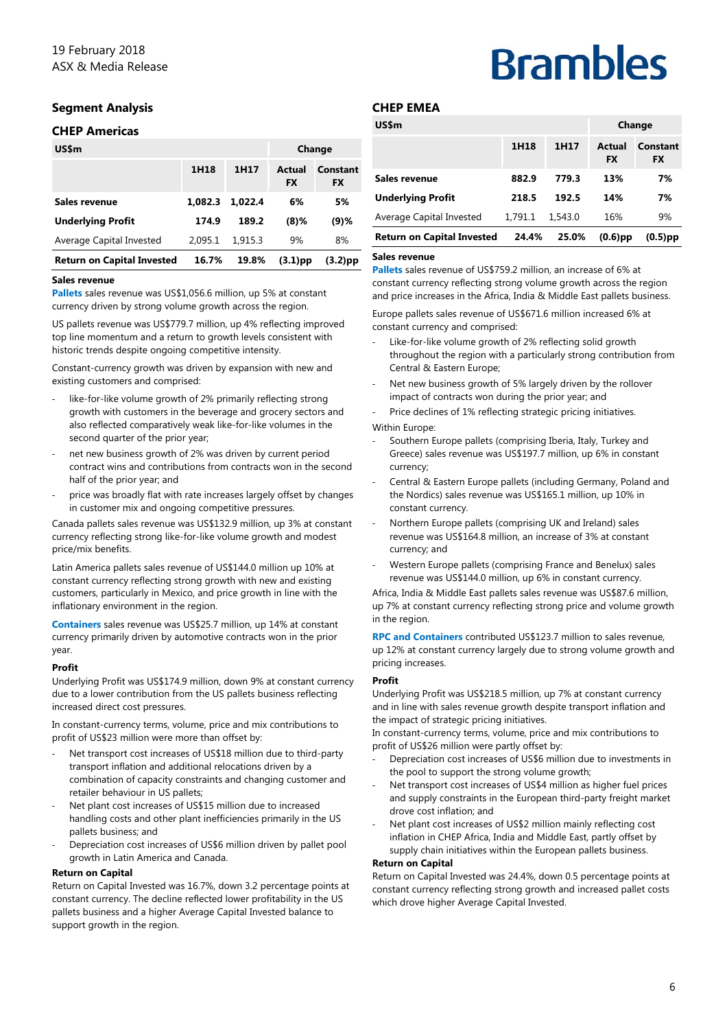19 February 2018
ASX & Media Release

# Segment Analysis

## CHEP Americas

| US$m | | | Change | |
|---|---|---|---|---|
| | 1H18 | 1H17 | Actual FX | Constant FX |
| **Sales revenue** | **1,082.3** | **1,022.4** | **6%** | **5%** |
| **Underlying Profit** | **174.9** | **189.2** | **(8)%** | **(9)%** |
| Average Capital Invested | 2,095.1 | 1,915.3 | 9% | 8% |
| **Return on Capital Invested** | **16.7%** | **19.8%** | **(3.1)pp** | **(3.2)pp** |

### Sales revenue

**Pallets** sales revenue was US$1,056.6 million, up 5% at constant currency driven by strong volume growth across the region.

US pallets revenue was US$779.7 million, up 4% reflecting improved top line momentum and a return to growth levels consistent with historic trends despite ongoing competitive intensity.

Constant-currency growth was driven by expansion with new and existing customers and comprised:

- like-for-like volume growth of 2% primarily reflecting strong growth with customers in the beverage and grocery sectors and also reflected comparatively weak like-for-like volumes in the second quarter of the prior year;
- net new business growth of 2% was driven by current period contract wins and contributions from contracts won in the second half of the prior year; and
- price was broadly flat with rate increases largely offset by changes in customer mix and ongoing competitive pressures.

Canada pallets sales revenue was US$132.9 million, up 3% at constant currency reflecting strong like-for-like volume growth and modest price/mix benefits.

Latin America pallets sales revenue of US$144.0 million up 10% at constant currency reflecting strong growth with new and existing customers, particularly in Mexico, and price growth in line with the inflationary environment in the region.

**Containers** sales revenue was US$25.7 million, up 14% at constant currency primarily driven by automotive contracts won in the prior year.

### Profit

Underlying Profit was US$174.9 million, down 9% at constant currency due to a lower contribution from the US pallets business reflecting increased direct cost pressures.

In constant-currency terms, volume, price and mix contributions to profit of US$23 million were more than offset by:

- Net transport cost increases of US$18 million due to third-party transport inflation and additional relocations driven by a combination of capacity constraints and changing customer and retailer behaviour in US pallets;
- Net plant cost increases of US$15 million due to increased handling costs and other plant inefficiencies primarily in the US pallets business; and
- Depreciation cost increases of US$6 million driven by pallet pool growth in Latin America and Canada.

### Return on Capital

Return on Capital Invested was 16.7%, down 3.2 percentage points at constant currency. The decline reflected lower profitability in the US pallets business and a higher Average Capital Invested balance to support growth in the region.

## CHEP EMEA

| US$m | | | Change | |
|---|---|---|---|---|
| | 1H18 | 1H17 | Actual FX | Constant FX |
| **Sales revenue** | **882.9** | **779.3** | **13%** | **7%** |
| **Underlying Profit** | **218.5** | **192.5** | **14%** | **7%** |
| Average Capital Invested | 1,791.1 | 1,543.0 | 16% | 9% |
| **Return on Capital Invested** | **24.4%** | **25.0%** | **(0.6)pp** | **(0.5)pp** |

### Sales revenue

**Pallets** sales revenue of US$759.2 million, an increase of 6% at constant currency reflecting strong volume growth across the region and price increases in the Africa, India & Middle East pallets business.

Europe pallets sales revenue of US$671.6 million increased 6% at constant currency and comprised:

- Like-for-like volume growth of 2% reflecting solid growth throughout the region with a particularly strong contribution from Central & Eastern Europe;
- Net new business growth of 5% largely driven by the rollover impact of contracts won during the prior year; and
- Price declines of 1% reflecting strategic pricing initiatives.

Within Europe:

- Southern Europe pallets (comprising Iberia, Italy, Turkey and Greece) sales revenue was US$197.7 million, up 6% in constant currency;
- Central & Eastern Europe pallets (including Germany, Poland and the Nordics) sales revenue was US$165.1 million, up 10% in constant currency.
- Northern Europe pallets (comprising UK and Ireland) sales revenue was US$164.8 million, an increase of 3% at constant currency; and
- Western Europe pallets (comprising France and Benelux) sales revenue was US$144.0 million, up 6% in constant currency.

Africa, India & Middle East pallets sales revenue was US$87.6 million, up 7% at constant currency reflecting strong price and volume growth in the region.

**RPC and Containers** contributed US$123.7 million to sales revenue, up 12% at constant currency largely due to strong volume growth and pricing increases.

### Profit

Underlying Profit was US$218.5 million, up 7% at constant currency and in line with sales revenue growth despite transport inflation and the impact of strategic pricing initiatives.

In constant-currency terms, volume, price and mix contributions to profit of US$26 million were partly offset by:

- Depreciation cost increases of US$6 million due to investments in the pool to support the strong volume growth;
- Net transport cost increases of US$4 million as higher fuel prices and supply constraints in the European third-party freight market drove cost inflation; and
- Net plant cost increases of US$2 million mainly reflecting cost inflation in CHEP Africa, India and Middle East, partly offset by supply chain initiatives within the European pallets business.

### Return on Capital

Return on Capital Invested was 24.4%, down 0.5 percentage points at constant currency reflecting strong growth and increased pallet costs which drove higher Average Capital Invested.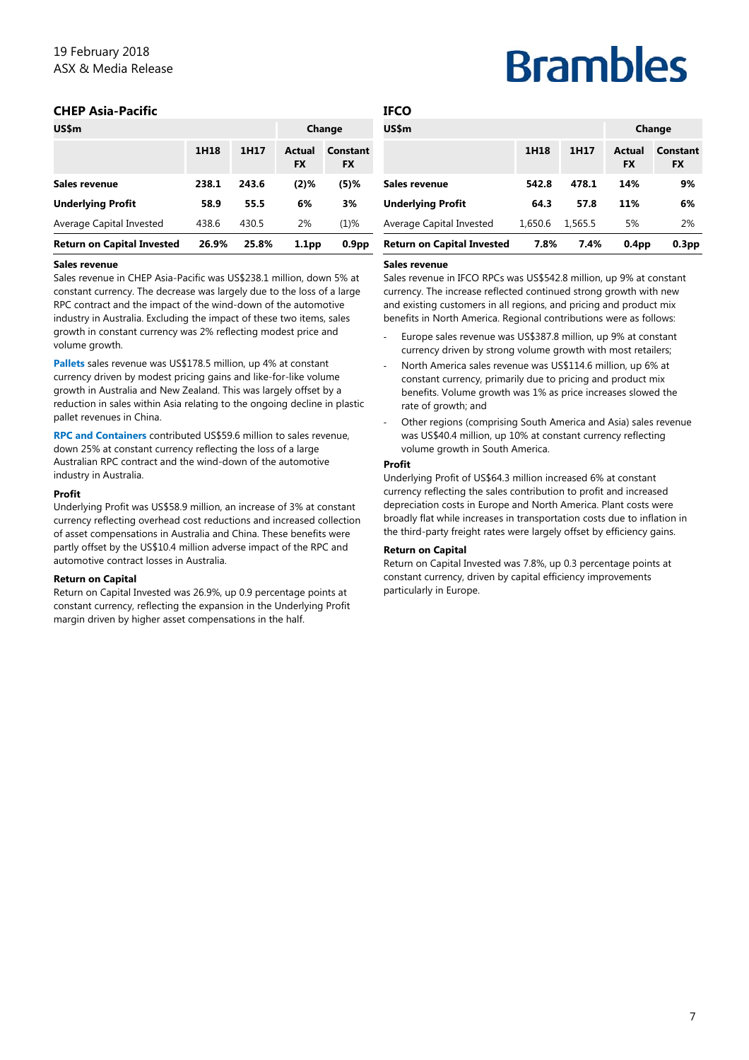## CHEP Asia-Pacific

| US$m | | | Change | |
|---|---|---|---|---|
| | 1H18 | 1H17 | Actual FX | Constant FX |
| **Sales revenue** | **238.1** | **243.6** | **(2)%** | **(5)%** |
| **Underlying Profit** | **58.9** | **55.5** | **6%** | **3%** |
| Average Capital Invested | 438.6 | 430.5 | 2% | (1)% |
| **Return on Capital Invested** | **26.9%** | **25.8%** | **1.1pp** | **0.9pp** |

**Sales revenue**

Sales revenue in CHEP Asia-Pacific was US$238.1 million, down 5% at constant currency. The decrease was largely due to the loss of a large RPC contract and the impact of the wind-down of the automotive industry in Australia. Excluding the impact of these two items, sales growth in constant currency was 2% reflecting modest price and volume growth.

**Pallets** sales revenue was US$178.5 million, up 4% at constant currency driven by modest pricing gains and like-for-like volume growth in Australia and New Zealand. This was largely offset by a reduction in sales within Asia relating to the ongoing decline in plastic pallet revenues in China.

**RPC and Containers** contributed US$59.6 million to sales revenue, down 25% at constant currency reflecting the loss of a large Australian RPC contract and the wind-down of the automotive industry in Australia.

**Profit**

Underlying Profit was US$58.9 million, an increase of 3% at constant currency reflecting overhead cost reductions and increased collection of asset compensations in Australia and China. These benefits were partly offset by the US$10.4 million adverse impact of the RPC and automotive contract losses in Australia.

**Return on Capital**

Return on Capital Invested was 26.9%, up 0.9 percentage points at constant currency, reflecting the expansion in the Underlying Profit margin driven by higher asset compensations in the half.

## IFCO

| US$m | | | Change | |
|---|---|---|---|---|
| | 1H18 | 1H17 | Actual FX | Constant FX |
| **Sales revenue** | **542.8** | **478.1** | **14%** | **9%** |
| **Underlying Profit** | **64.3** | **57.8** | **11%** | **6%** |
| Average Capital Invested | 1,650.6 | 1,565.5 | 5% | 2% |
| **Return on Capital Invested** | **7.8%** | **7.4%** | **0.4pp** | **0.3pp** |

**Sales revenue**

Sales revenue in IFCO RPCs was US$542.8 million, up 9% at constant currency. The increase reflected continued strong growth with new and existing customers in all regions, and pricing and product mix benefits in North America. Regional contributions were as follows:

- Europe sales revenue was US$387.8 million, up 9% at constant currency driven by strong volume growth with most retailers;
- North America sales revenue was US$114.6 million, up 6% at constant currency, primarily due to pricing and product mix benefits. Volume growth was 1% as price increases slowed the rate of growth; and
- Other regions (comprising South America and Asia) sales revenue was US$40.4 million, up 10% at constant currency reflecting volume growth in South America.

**Profit**

Underlying Profit of US$64.3 million increased 6% at constant currency reflecting the sales contribution to profit and increased depreciation costs in Europe and North America. Plant costs were broadly flat while increases in transportation costs due to inflation in the third-party freight rates were largely offset by efficiency gains.

**Return on Capital**

Return on Capital Invested was 7.8%, up 0.3 percentage points at constant currency, driven by capital efficiency improvements particularly in Europe.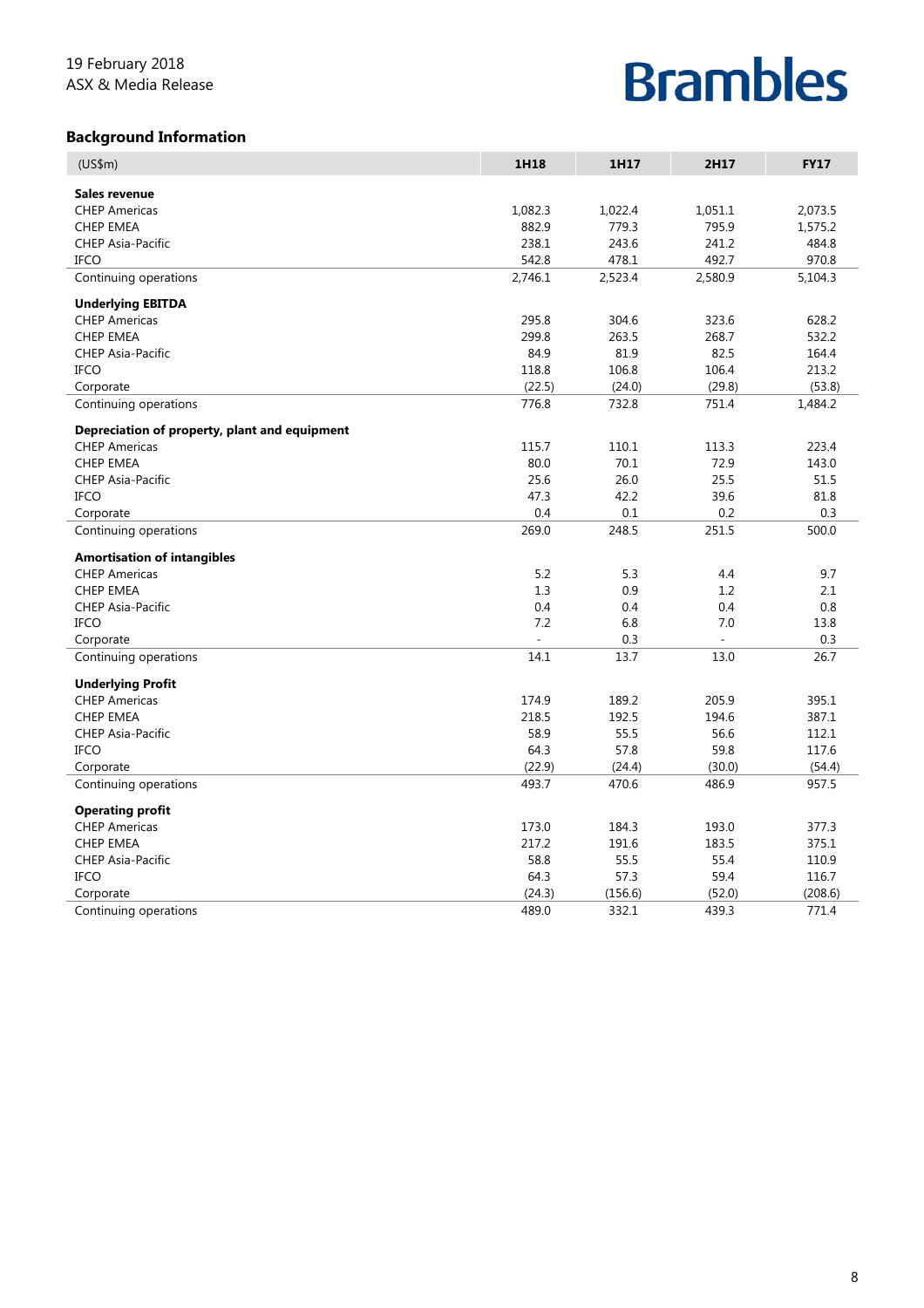19 February 2018
ASX & Media Release

# Brambles

## Background Information

| (US$m) | 1H18 | 1H17 | 2H17 | FY17 |
|---|---|---|---|---|
| **Sales revenue** | | | | |
| CHEP Americas | 1,082.3 | 1,022.4 | 1,051.1 | 2,073.5 |
| CHEP EMEA | 882.9 | 779.3 | 795.9 | 1,575.2 |
| CHEP Asia-Pacific | 238.1 | 243.6 | 241.2 | 484.8 |
| IFCO | 542.8 | 478.1 | 492.7 | 970.8 |
| Continuing operations | 2,746.1 | 2,523.4 | 2,580.9 | 5,104.3 |
| **Underlying EBITDA** | | | | |
| CHEP Americas | 295.8 | 304.6 | 323.6 | 628.2 |
| CHEP EMEA | 299.8 | 263.5 | 268.7 | 532.2 |
| CHEP Asia-Pacific | 84.9 | 81.9 | 82.5 | 164.4 |
| IFCO | 118.8 | 106.8 | 106.4 | 213.2 |
| Corporate | (22.5) | (24.0) | (29.8) | (53.8) |
| Continuing operations | 776.8 | 732.8 | 751.4 | 1,484.2 |
| **Depreciation of property, plant and equipment** | | | | |
| CHEP Americas | 115.7 | 110.1 | 113.3 | 223.4 |
| CHEP EMEA | 80.0 | 70.1 | 72.9 | 143.0 |
| CHEP Asia-Pacific | 25.6 | 26.0 | 25.5 | 51.5 |
| IFCO | 47.3 | 42.2 | 39.6 | 81.8 |
| Corporate | 0.4 | 0.1 | 0.2 | 0.3 |
| Continuing operations | 269.0 | 248.5 | 251.5 | 500.0 |
| **Amortisation of intangibles** | | | | |
| CHEP Americas | 5.2 | 5.3 | 4.4 | 9.7 |
| CHEP EMEA | 1.3 | 0.9 | 1.2 | 2.1 |
| CHEP Asia-Pacific | 0.4 | 0.4 | 0.4 | 0.8 |
| IFCO | 7.2 | 6.8 | 7.0 | 13.8 |
| Corporate | - | 0.3 | - | 0.3 |
| Continuing operations | 14.1 | 13.7 | 13.0 | 26.7 |
| **Underlying Profit** | | | | |
| CHEP Americas | 174.9 | 189.2 | 205.9 | 395.1 |
| CHEP EMEA | 218.5 | 192.5 | 194.6 | 387.1 |
| CHEP Asia-Pacific | 58.9 | 55.5 | 56.6 | 112.1 |
| IFCO | 64.3 | 57.8 | 59.8 | 117.6 |
| Corporate | (22.9) | (24.4) | (30.0) | (54.4) |
| Continuing operations | 493.7 | 470.6 | 486.9 | 957.5 |
| **Operating profit** | | | | |
| CHEP Americas | 173.0 | 184.3 | 193.0 | 377.3 |
| CHEP EMEA | 217.2 | 191.6 | 183.5 | 375.1 |
| CHEP Asia-Pacific | 58.8 | 55.5 | 55.4 | 110.9 |
| IFCO | 64.3 | 57.3 | 59.4 | 116.7 |
| Corporate | (24.3) | (156.6) | (52.0) | (208.6) |
| Continuing operations | 489.0 | 332.1 | 439.3 | 771.4 |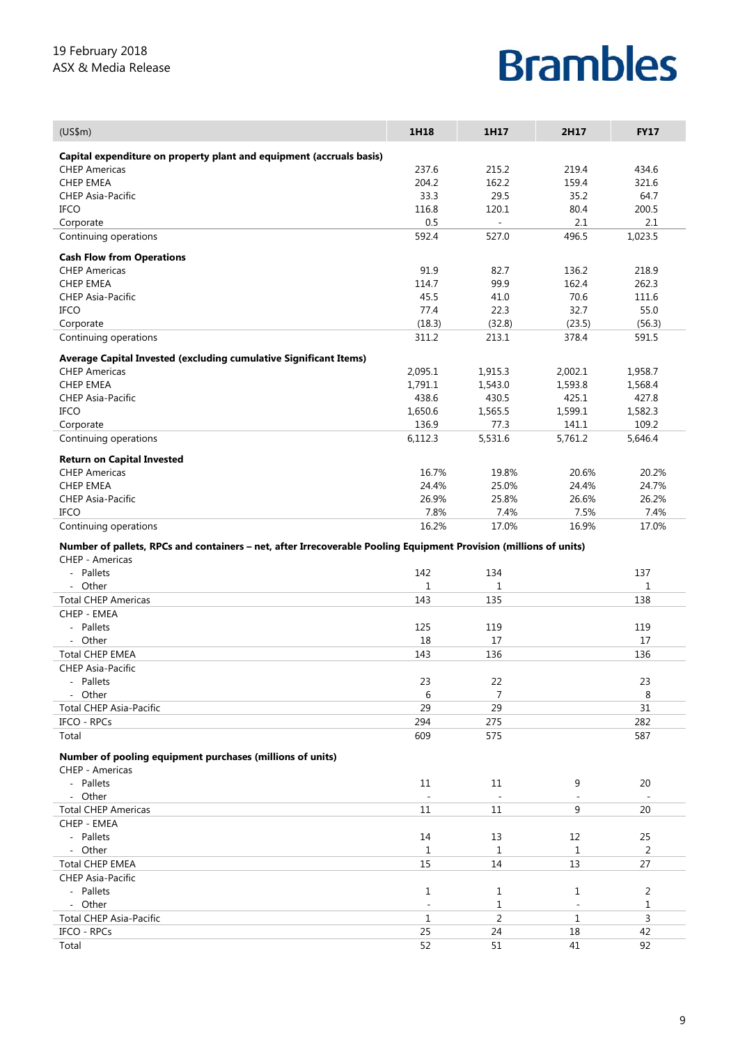19 February 2018
ASX & Media Release

Brambles

| (US$m) | 1H18 | 1H17 | 2H17 | FY17 |
|---|---|---|---|---|
| **Capital expenditure on property plant and equipment (accruals basis)** | | | | |
| CHEP Americas | 237.6 | 215.2 | 219.4 | 434.6 |
| CHEP EMEA | 204.2 | 162.2 | 159.4 | 321.6 |
| CHEP Asia-Pacific | 33.3 | 29.5 | 35.2 | 64.7 |
| IFCO | 116.8 | 120.1 | 80.4 | 200.5 |
| Corporate | 0.5 | - | 2.1 | 2.1 |
| Continuing operations | 592.4 | 527.0 | 496.5 | 1,023.5 |
| **Cash Flow from Operations** | | | | |
| CHEP Americas | 91.9 | 82.7 | 136.2 | 218.9 |
| CHEP EMEA | 114.7 | 99.9 | 162.4 | 262.3 |
| CHEP Asia-Pacific | 45.5 | 41.0 | 70.6 | 111.6 |
| IFCO | 77.4 | 22.3 | 32.7 | 55.0 |
| Corporate | (18.3) | (32.8) | (23.5) | (56.3) |
| Continuing operations | 311.2 | 213.1 | 378.4 | 591.5 |
| **Average Capital Invested (excluding cumulative Significant Items)** | | | | |
| CHEP Americas | 2,095.1 | 1,915.3 | 2,002.1 | 1,958.7 |
| CHEP EMEA | 1,791.1 | 1,543.0 | 1,593.8 | 1,568.4 |
| CHEP Asia-Pacific | 438.6 | 430.5 | 425.1 | 427.8 |
| IFCO | 1,650.6 | 1,565.5 | 1,599.1 | 1,582.3 |
| Corporate | 136.9 | 77.3 | 141.1 | 109.2 |
| Continuing operations | 6,112.3 | 5,531.6 | 5,761.2 | 5,646.4 |
| **Return on Capital Invested** | | | | |
| CHEP Americas | 16.7% | 19.8% | 20.6% | 20.2% |
| CHEP EMEA | 24.4% | 25.0% | 24.4% | 24.7% |
| CHEP Asia-Pacific | 26.9% | 25.8% | 26.6% | 26.2% |
| IFCO | 7.8% | 7.4% | 7.5% | 7.4% |
| Continuing operations | 16.2% | 17.0% | 16.9% | 17.0% |
| **Number of pallets, RPCs and containers – net, after Irrecoverable Pooling Equipment Provision (millions of units)** | | | | |
| CHEP - Americas | | | | |
| - Pallets | 142 | 134 | | 137 |
| - Other | 1 | 1 | | 1 |
| Total CHEP Americas | 143 | 135 | | 138 |
| CHEP - EMEA | | | | |
| - Pallets | 125 | 119 | | 119 |
| - Other | 18 | 17 | | 17 |
| Total CHEP EMEA | 143 | 136 | | 136 |
| CHEP Asia-Pacific | | | | |
| - Pallets | 23 | 22 | | 23 |
| - Other | 6 | 7 | | 8 |
| Total CHEP Asia-Pacific | 29 | 29 | | 31 |
| IFCO - RPCs | 294 | 275 | | 282 |
| Total | 609 | 575 | | 587 |
| **Number of pooling equipment purchases (millions of units)** | | | | |
| CHEP - Americas | | | | |
| - Pallets | 11 | 11 | 9 | 20 |
| - Other | - | - | - | - |
| Total CHEP Americas | 11 | 11 | 9 | 20 |
| CHEP - EMEA | | | | |
| - Pallets | 14 | 13 | 12 | 25 |
| - Other | 1 | 1 | 1 | 2 |
| Total CHEP EMEA | 15 | 14 | 13 | 27 |
| CHEP Asia-Pacific | | | | |
| - Pallets | 1 | 1 | 1 | 2 |
| - Other | - | 1 | - | 1 |
| Total CHEP Asia-Pacific | 1 | 2 | 1 | 3 |
| IFCO - RPCs | 25 | 24 | 18 | 42 |
| Total | 52 | 51 | 41 | 92 |